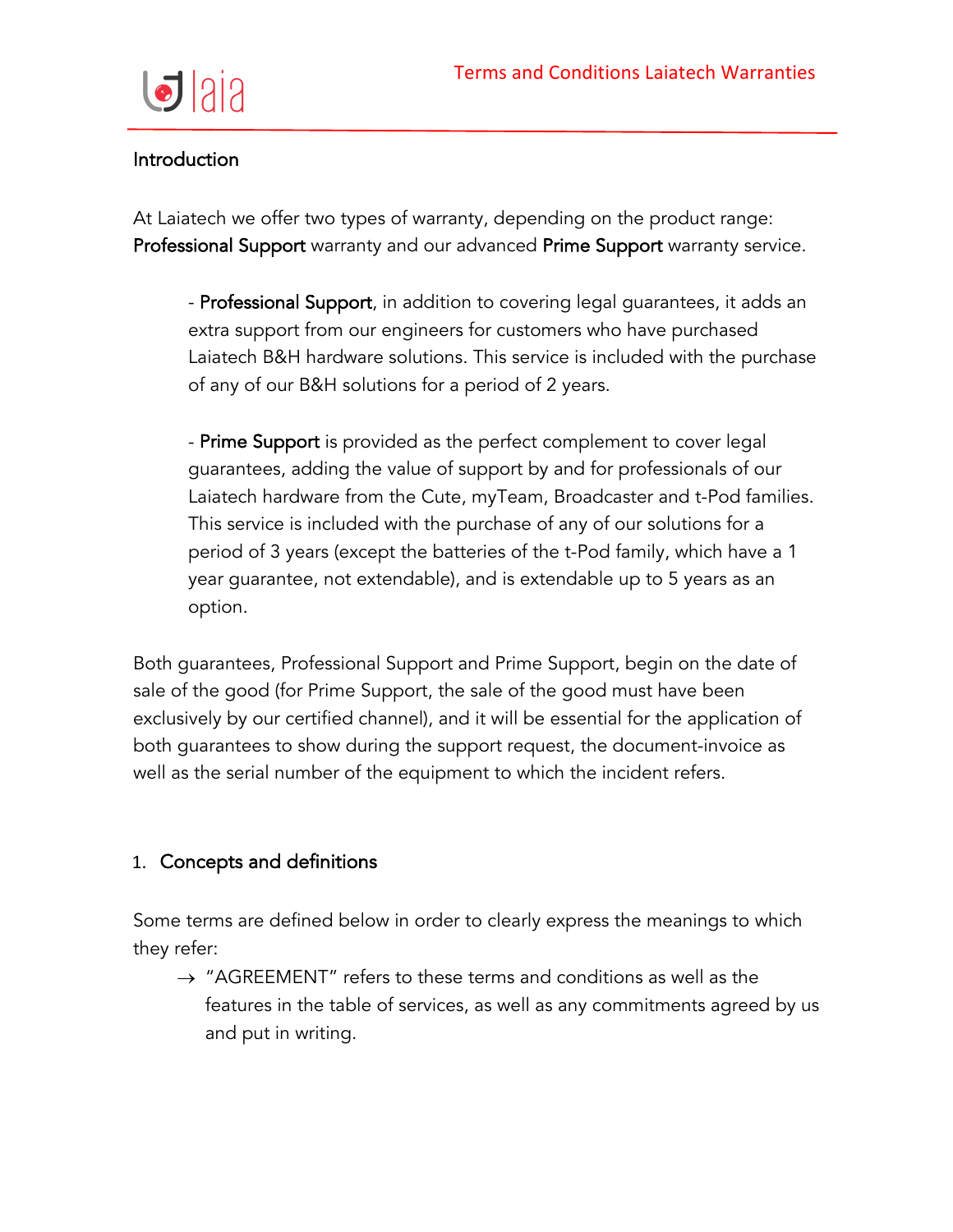## Introduction

At Laiatech we offer two types of warranty, depending on the product range: **Professional Support** warranty and our advanced **Prime Support** warranty service.

- **Professional Support**, in addition to covering legal guarantees, it adds an extra support from our engineers for customers who have purchased Laiatech B&H hardware solutions. This service is included with the purchase of any of our B&H solutions for a period of 2 years.

- **Prime Support** is provided as the perfect complement to cover legal guarantees, adding the value of support by and for professionals of our Laiatech hardware from the Cute, myTeam, Broadcaster and t-Pod families. This service is included with the purchase of any of our solutions for a period of 3 years (except the batteries of the t-Pod family, which have a 1 year guarantee, not extendable), and is extendable up to 5 years as an option.

Both guarantees, Professional Support and Prime Support, begin on the date of sale of the good (for Prime Support, the sale of the good must have been exclusively by our certified channel), and it will be essential for the application of both guarantees to show during the support request, the document-invoice as well as the serial number of the equipment to which the incident refers.

## 1. Concepts and definitions

Some terms are defined below in order to clearly express the meanings to which they refer:

→ "AGREEMENT" refers to these terms and conditions as well as the features in the table of services, as well as any commitments agreed by us and put in writing.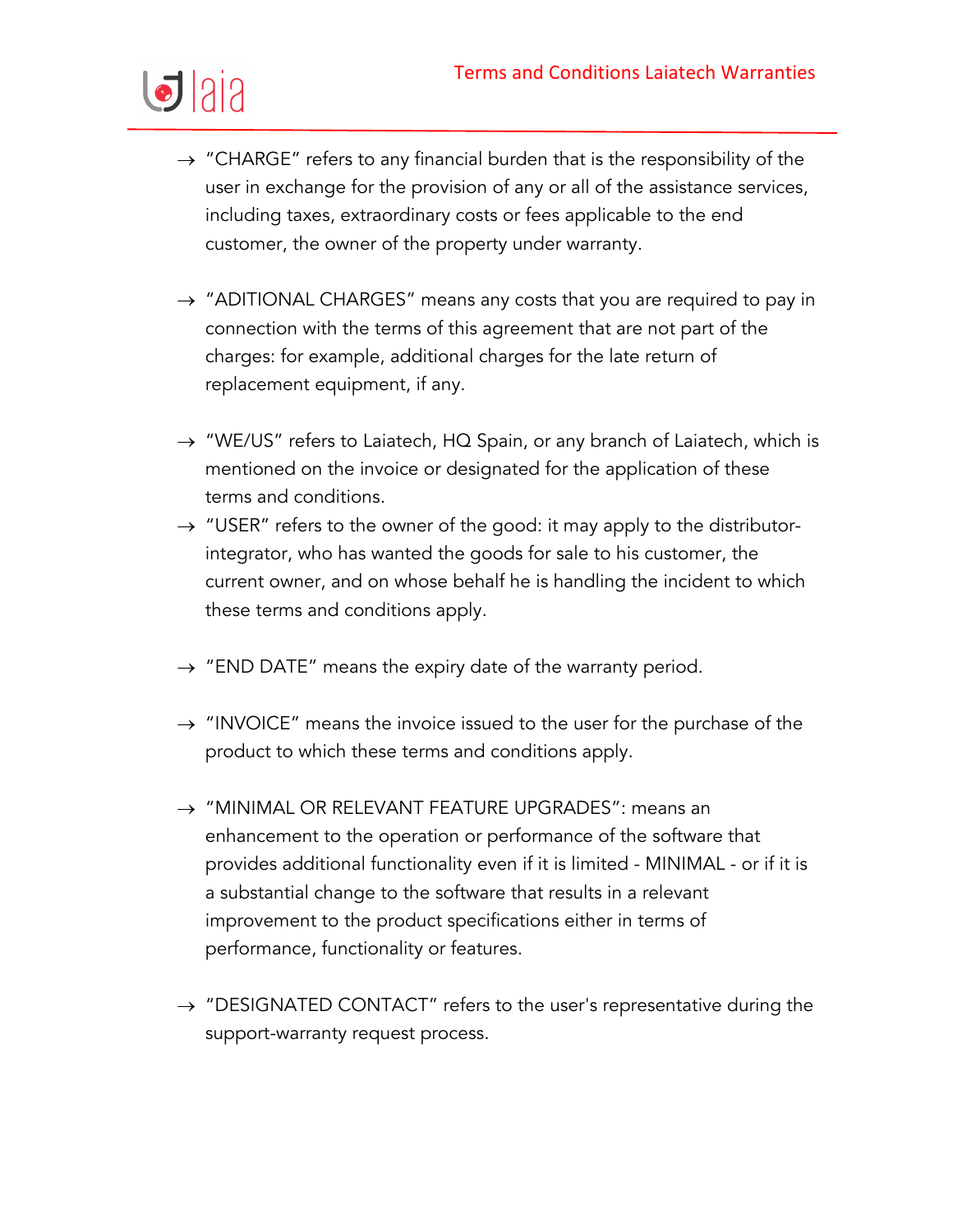→ "CHARGE" refers to any financial burden that is the responsibility of the user in exchange for the provision of any or all of the assistance services, including taxes, extraordinary costs or fees applicable to the end customer, the owner of the property under warranty.

→ "ADITIONAL CHARGES" means any costs that you are required to pay in connection with the terms of this agreement that are not part of the charges: for example, additional charges for the late return of replacement equipment, if any.

→ "WE/US" refers to Laiatech, HQ Spain, or any branch of Laiatech, which is mentioned on the invoice or designated for the application of these terms and conditions.

→ "USER" refers to the owner of the good: it may apply to the distributor-integrator, who has wanted the goods for sale to his customer, the current owner, and on whose behalf he is handling the incident to which these terms and conditions apply.

→ "END DATE" means the expiry date of the warranty period.

→ "INVOICE" means the invoice issued to the user for the purchase of the product to which these terms and conditions apply.

→ "MINIMAL OR RELEVANT FEATURE UPGRADES": means an enhancement to the operation or performance of the software that provides additional functionality even if it is limited - MINIMAL - or if it is a substantial change to the software that results in a relevant improvement to the product specifications either in terms of performance, functionality or features.

→ "DESIGNATED CONTACT" refers to the user's representative during the support-warranty request process.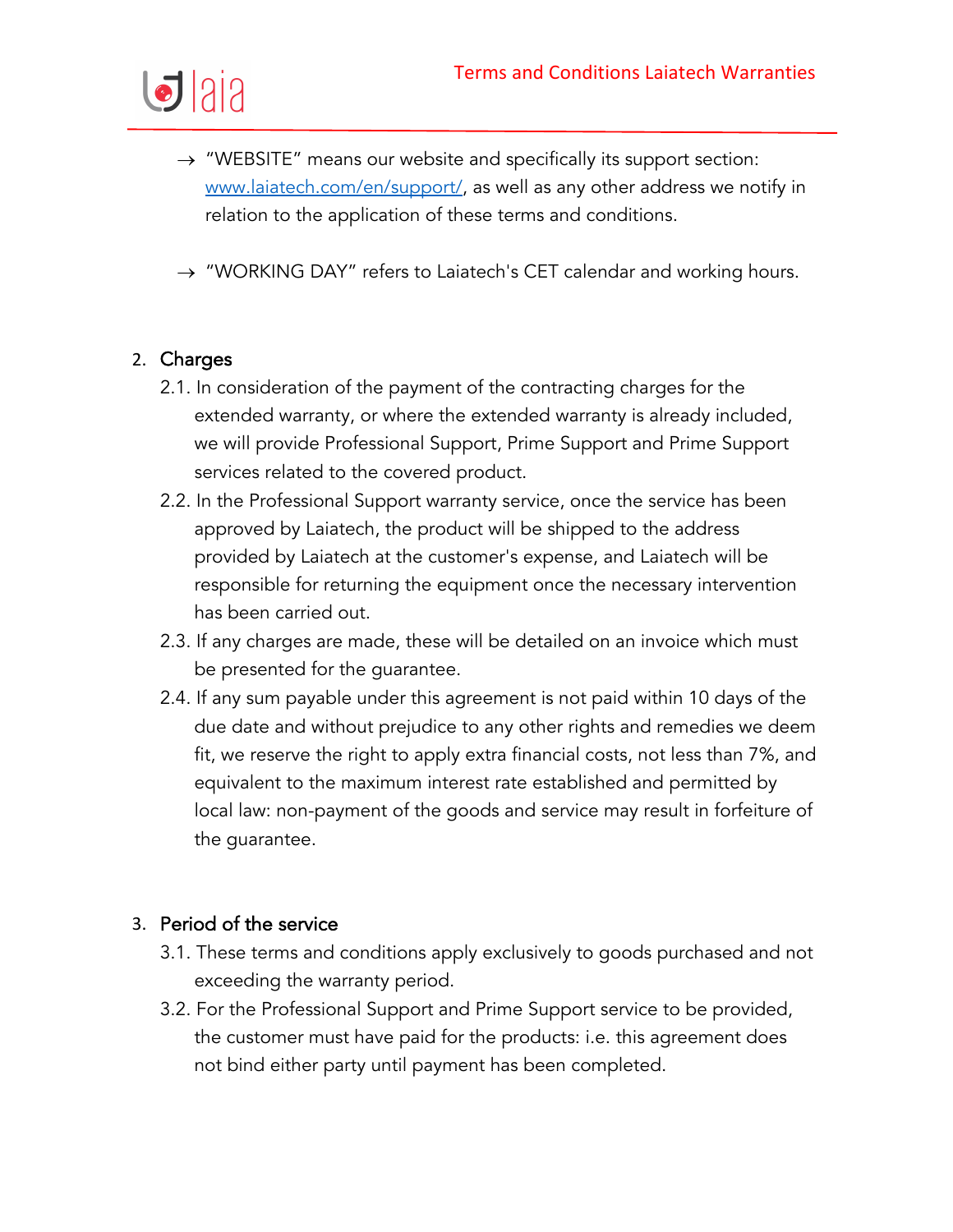- → "WEBSITE" means our website and specifically its support section: [www.laiatech.com/en/support/](www.laiatech.com/en/support/), as well as any other address we notify in relation to the application of these terms and conditions.

- → "WORKING DAY" refers to Laiatech's CET calendar and working hours.

## 2. Charges

2.1. In consideration of the payment of the contracting charges for the extended warranty, or where the extended warranty is already included, we will provide Professional Support, Prime Support and Prime Support services related to the covered product.

2.2. In the Professional Support warranty service, once the service has been approved by Laiatech, the product will be shipped to the address provided by Laiatech at the customer's expense, and Laiatech will be responsible for returning the equipment once the necessary intervention has been carried out.

2.3. If any charges are made, these will be detailed on an invoice which must be presented for the guarantee.

2.4. If any sum payable under this agreement is not paid within 10 days of the due date and without prejudice to any other rights and remedies we deem fit, we reserve the right to apply extra financial costs, not less than 7%, and equivalent to the maximum interest rate established and permitted by local law: non-payment of the goods and service may result in forfeiture of the guarantee.

## 3. Period of the service

3.1. These terms and conditions apply exclusively to goods purchased and not exceeding the warranty period.

3.2. For the Professional Support and Prime Support service to be provided, the customer must have paid for the products: i.e. this agreement does not bind either party until payment has been completed.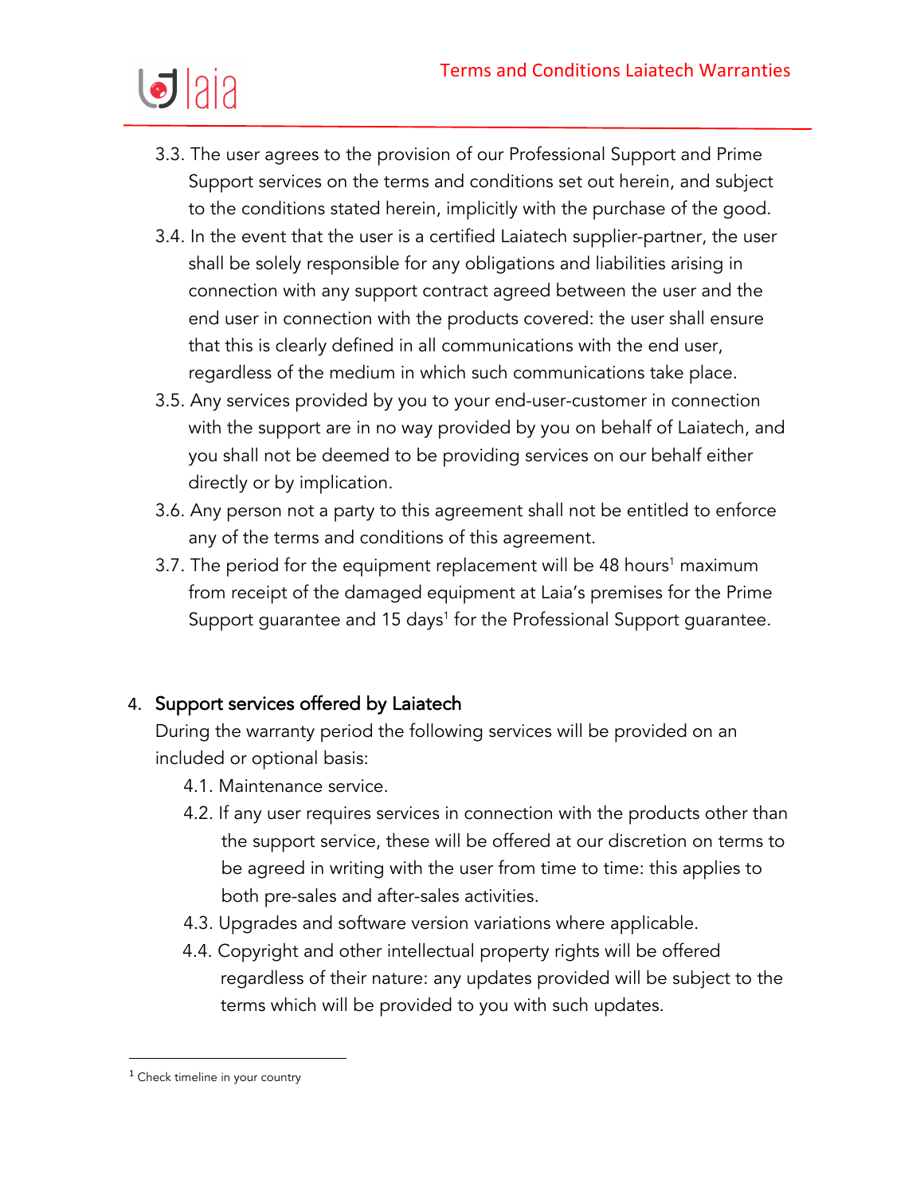3.3. The user agrees to the provision of our Professional Support and Prime Support services on the terms and conditions set out herein, and subject to the conditions stated herein, implicitly with the purchase of the good.

3.4. In the event that the user is a certified Laiatech supplier-partner, the user shall be solely responsible for any obligations and liabilities arising in connection with any support contract agreed between the user and the end user in connection with the products covered: the user shall ensure that this is clearly defined in all communications with the end user, regardless of the medium in which such communications take place.

3.5. Any services provided by you to your end-user-customer in connection with the support are in no way provided by you on behalf of Laiatech, and you shall not be deemed to be providing services on our behalf either directly or by implication.

3.6. Any person not a party to this agreement shall not be entitled to enforce any of the terms and conditions of this agreement.

3.7. The period for the equipment replacement will be 48 hours[1] maximum from receipt of the damaged equipment at Laia's premises for the Prime Support guarantee and 15 days[1] for the Professional Support guarantee.

## 4. Support services offered by Laiatech

During the warranty period the following services will be provided on an included or optional basis:

4.1. Maintenance service.

4.2. If any user requires services in connection with the products other than the support service, these will be offered at our discretion on terms to be agreed in writing with the user from time to time: this applies to both pre-sales and after-sales activities.

4.3. Upgrades and software version variations where applicable.

4.4. Copyright and other intellectual property rights will be offered regardless of their nature: any updates provided will be subject to the terms which will be provided to you with such updates.

---

[1] Check timeline in your country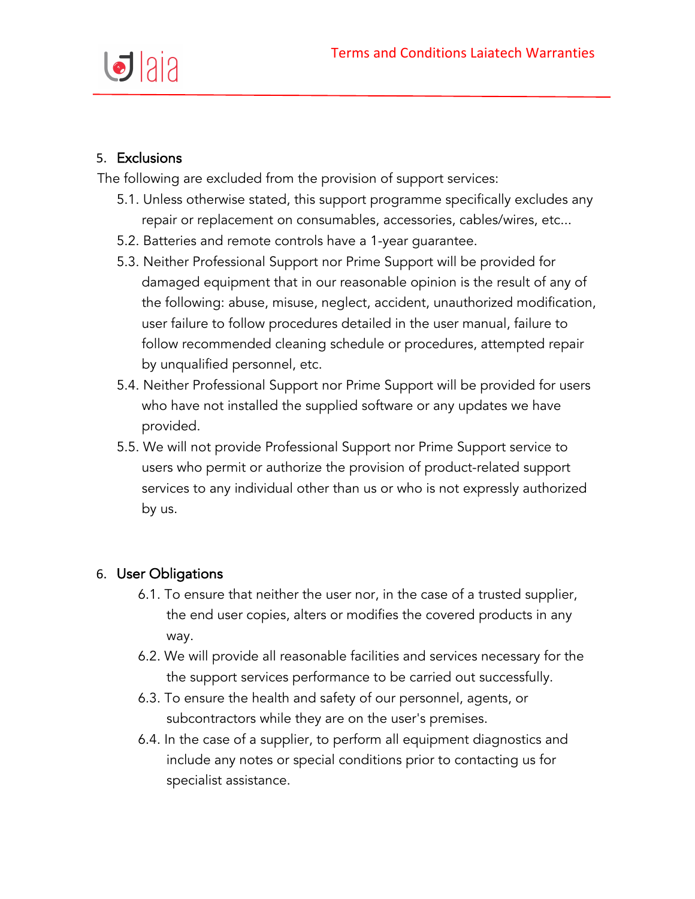## 5. Exclusions

The following are excluded from the provision of support services:

5.1. Unless otherwise stated, this support programme specifically excludes any repair or replacement on consumables, accessories, cables/wires, etc...

5.2. Batteries and remote controls have a 1-year guarantee.

5.3. Neither Professional Support nor Prime Support will be provided for damaged equipment that in our reasonable opinion is the result of any of the following: abuse, misuse, neglect, accident, unauthorized modification, user failure to follow procedures detailed in the user manual, failure to follow recommended cleaning schedule or procedures, attempted repair by unqualified personnel, etc.

5.4. Neither Professional Support nor Prime Support will be provided for users who have not installed the supplied software or any updates we have provided.

5.5. We will not provide Professional Support nor Prime Support service to users who permit or authorize the provision of product-related support services to any individual other than us or who is not expressly authorized by us.

## 6. User Obligations

6.1. To ensure that neither the user nor, in the case of a trusted supplier, the end user copies, alters or modifies the covered products in any way.

6.2. We will provide all reasonable facilities and services necessary for the the support services performance to be carried out successfully.

6.3. To ensure the health and safety of our personnel, agents, or subcontractors while they are on the user's premises.

6.4. In the case of a supplier, to perform all equipment diagnostics and include any notes or special conditions prior to contacting us for specialist assistance.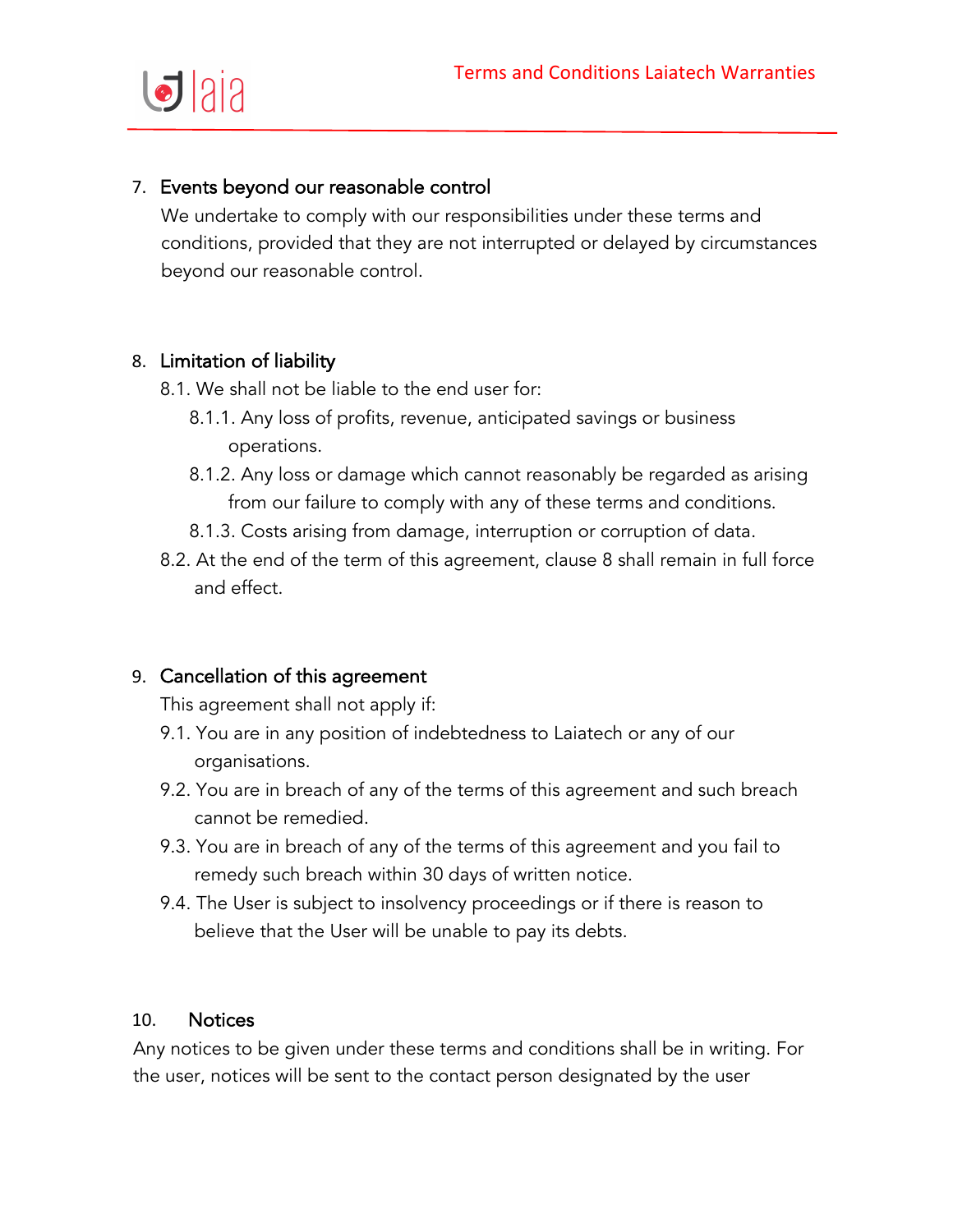7. Events beyond our reasonable control

We undertake to comply with our responsibilities under these terms and conditions, provided that they are not interrupted or delayed by circumstances beyond our reasonable control.

8. Limitation of liability

8.1. We shall not be liable to the end user for:

8.1.1. Any loss of profits, revenue, anticipated savings or business operations.

8.1.2. Any loss or damage which cannot reasonably be regarded as arising from our failure to comply with any of these terms and conditions.

8.1.3. Costs arising from damage, interruption or corruption of data.

8.2. At the end of the term of this agreement, clause 8 shall remain in full force and effect.

9. Cancellation of this agreement

This agreement shall not apply if:

9.1. You are in any position of indebtedness to Laiatech or any of our organisations.

9.2. You are in breach of any of the terms of this agreement and such breach cannot be remedied.

9.3. You are in breach of any of the terms of this agreement and you fail to remedy such breach within 30 days of written notice.

9.4. The User is subject to insolvency proceedings or if there is reason to believe that the User will be unable to pay its debts.

10. Notices

Any notices to be given under these terms and conditions shall be in writing. For the user, notices will be sent to the contact person designated by the user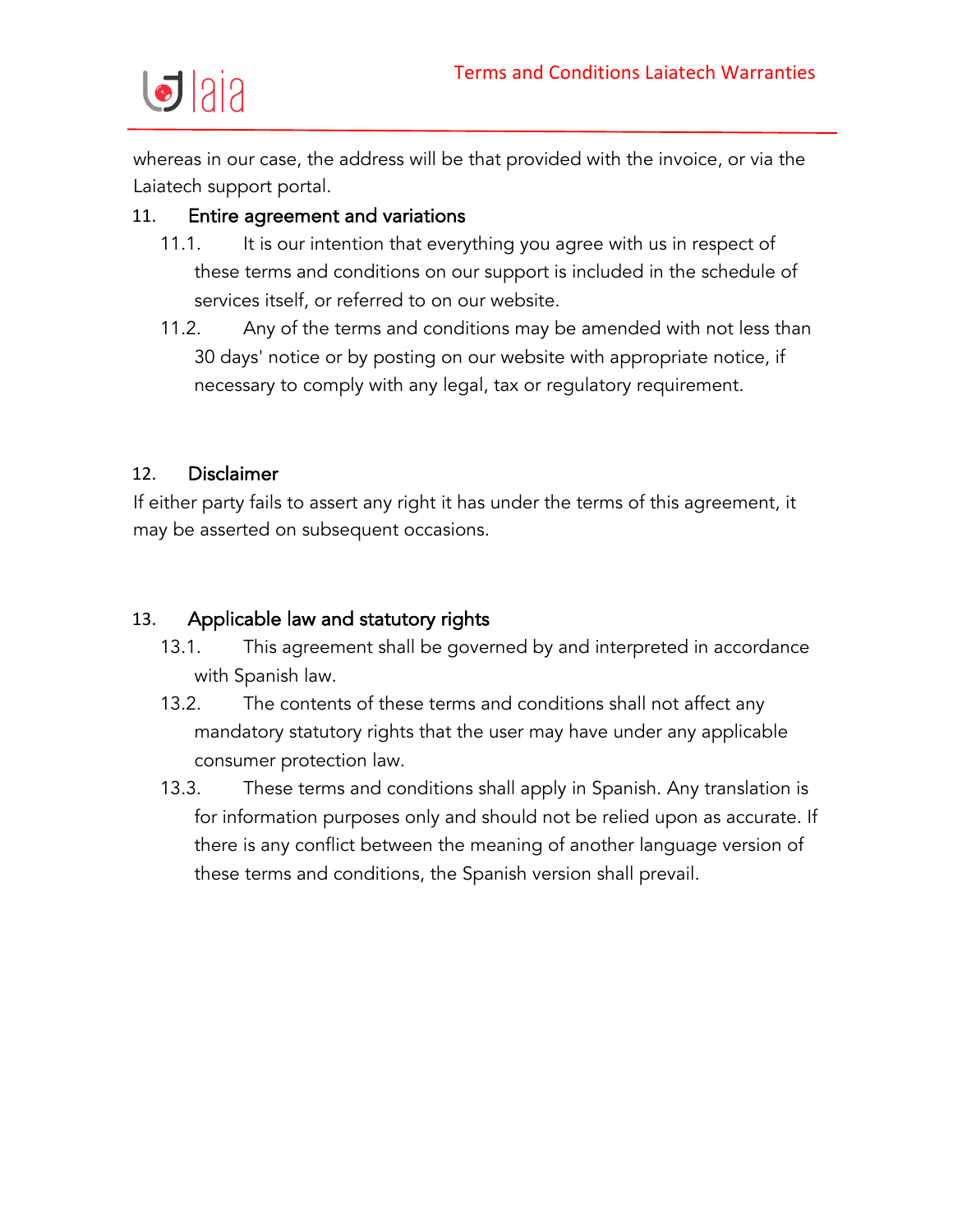whereas in our case, the address will be that provided with the invoice, or via the Laiatech support portal.

## 11. Entire agreement and variations

11.1. It is our intention that everything you agree with us in respect of these terms and conditions on our support is included in the schedule of services itself, or referred to on our website.

11.2. Any of the terms and conditions may be amended with not less than 30 days' notice or by posting on our website with appropriate notice, if necessary to comply with any legal, tax or regulatory requirement.

## 12. Disclaimer

If either party fails to assert any right it has under the terms of this agreement, it may be asserted on subsequent occasions.

## 13. Applicable law and statutory rights

13.1. This agreement shall be governed by and interpreted in accordance with Spanish law.

13.2. The contents of these terms and conditions shall not affect any mandatory statutory rights that the user may have under any applicable consumer protection law.

13.3. These terms and conditions shall apply in Spanish. Any translation is for information purposes only and should not be relied upon as accurate. If there is any conflict between the meaning of another language version of these terms and conditions, the Spanish version shall prevail.